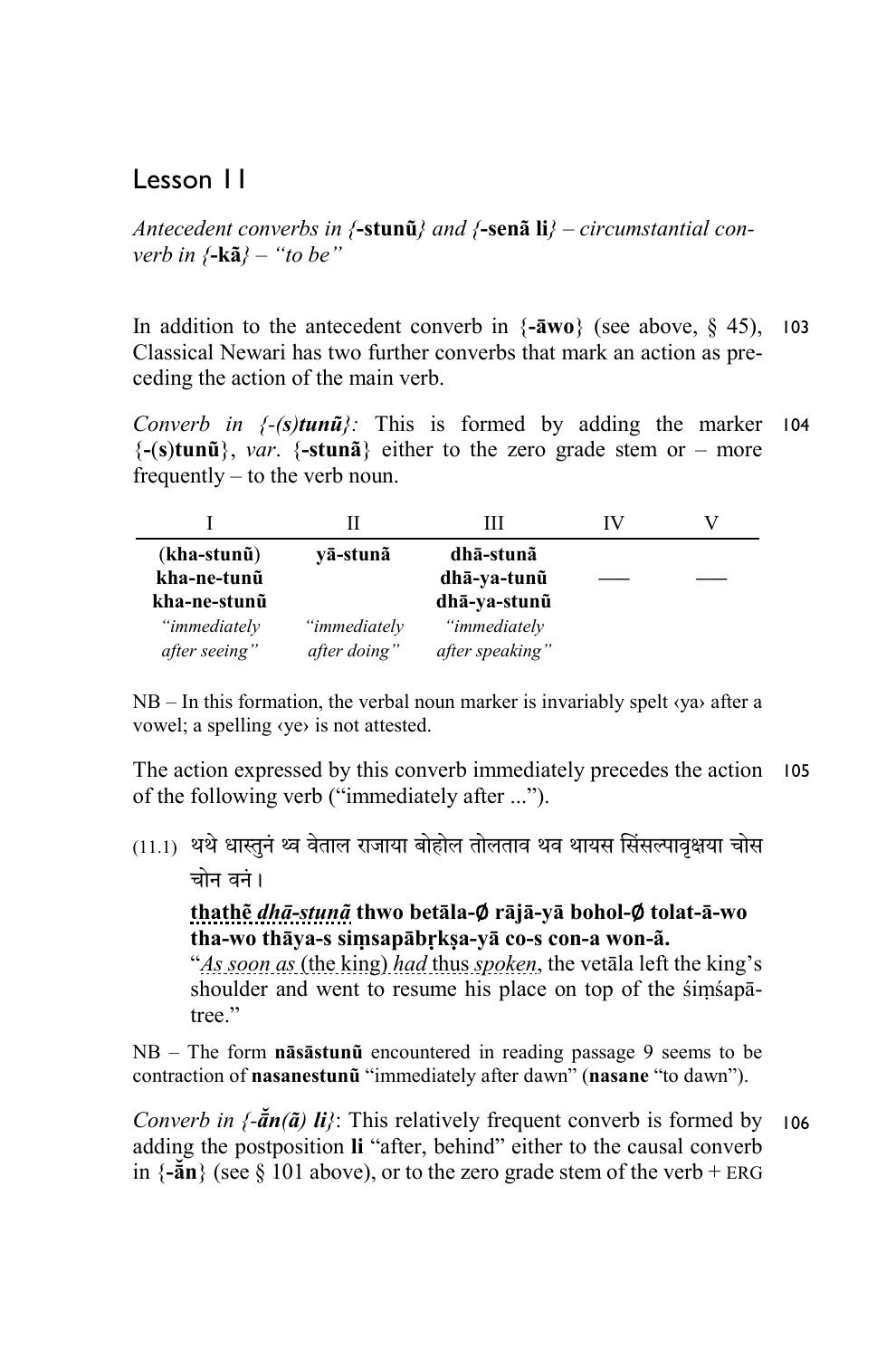# Lesson 11

*Antecedent converbs in {***-stunũ***} and {***-senã li***} – circumstantial converb in {***-kã***} – "to be"*

103 In addition to the antecedent converb in {**-āwo**} (see above, § 45), Classical Newari has two further converbs that mark an action as preceding the action of the main verb.

104 *Converb in {-(s)tunũ}:* This is formed by adding the marker {**-(s)tunũ**}, *var.* {**-stunã**} either to the zero grade stem or – more frequently – to the verb noun.

| I | II | III | IV | V |
|---|---|---|---|---|
| **(kha-stunũ)** | **yā-stunã** | **dhā-stunã** | | |
| **kha-ne-tunũ** | | **dhā-ya-tunũ** | —— | —— |
| **kha-ne-stunũ** | | **dhā-ya-stunũ** | | |
| *"immediately after seeing"* | *"immediately after doing"* | *"immediately after speaking"* | | |

NB – In this formation, the verbal noun marker is invariably spelt ‹ya› after a vowel; a spelling ‹ye› is not attested.

105 The action expressed by this converb immediately precedes the action of the following verb ("immediately after ...").

(11.1) थथे धास्तुनं थ्व वेताल राजाया बोहोल तोलताव थव थायस सिंसल्पावृक्षया चोस चोन वनं।

**thathẽ** ***dhā-stunã*** **thwo betāla-∅ rājā-yā bohol-∅ tolat-ā-wo tha-wo thāya-s siṃsapābṛkṣa-yā co-s con-a won-ã.**

"*As soon as* (the king) *had* thus *spoken*, the vetāla left the king's shoulder and went to resume his place on top of the śiṃśapā-tree."

NB – The form **nāsāstunũ** encountered in reading passage 9 seems to be contraction of **nasanestunũ** "immediately after dawn" (**nasane** "to dawn").

106 *Converb in {-ǎ̆n(ã) li}*: This relatively frequent converb is formed by adding the postposition **li** "after, behind" either to the causal converb in {**-ǎ̆n**} (see § 101 above), or to the zero grade stem of the verb + ERG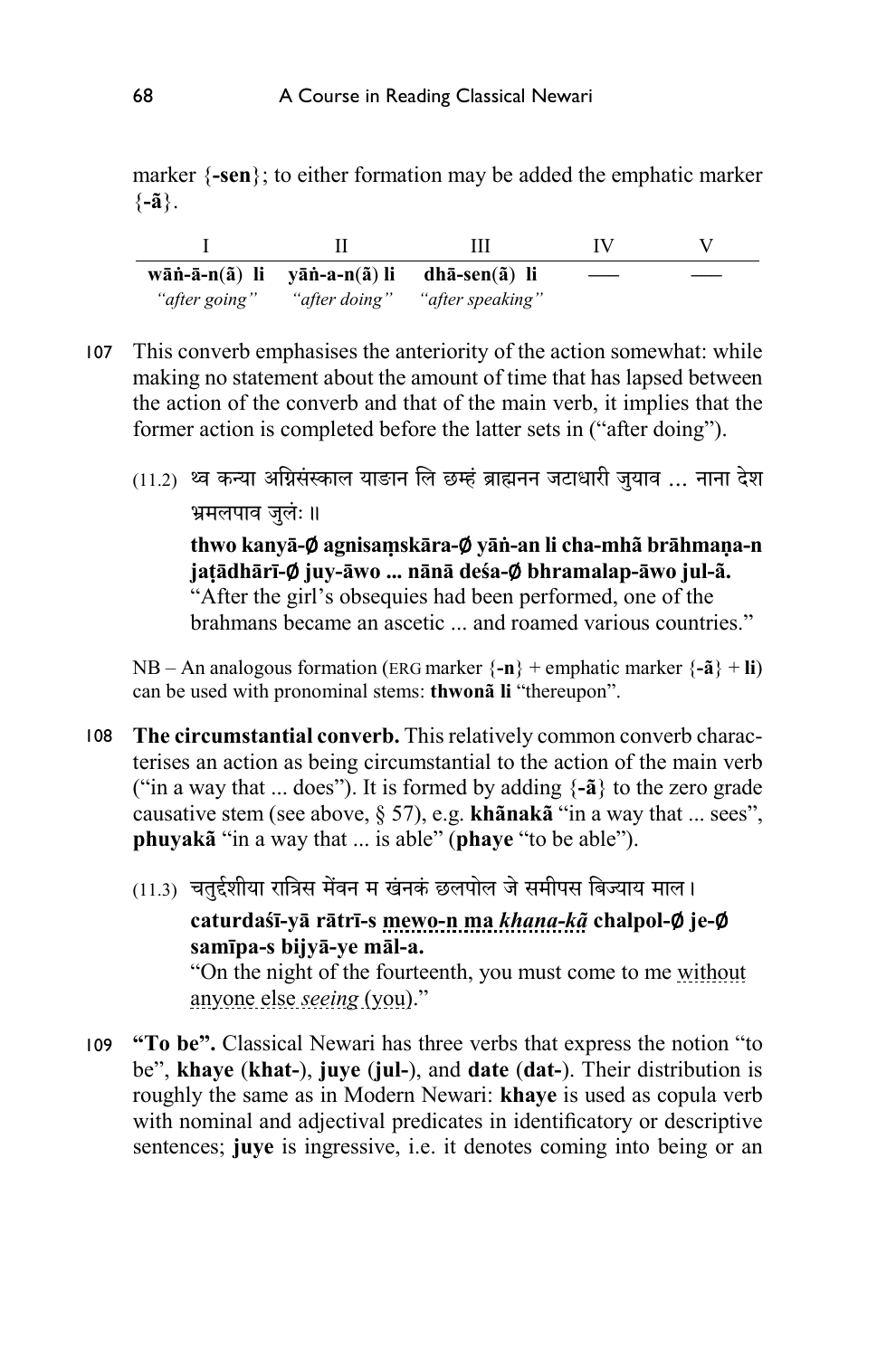marker {**-sen**}; to either formation may be added the emphatic marker {**-ã**}.

| I | II | III | IV | V |
|---|---|---|---|---|
| **wāṅ-ā-n(ã) li** | **yāṅ-a-n(ã) li** | **dhā-sen(ã) li** | — | — |
| *"after going"* | *"after doing"* | *"after speaking"* | | |

107 This converb emphasises the anteriority of the action somewhat: while making no statement about the amount of time that has lapsed between the action of the converb and that of the main verb, it implies that the former action is completed before the latter sets in ("after doing").

(11.2) थ्व कन्या अग्निसंस्काल याङान लि छम्हं ब्राह्मनन जटाधारी जुयाव ... नाना देश भ्रमलपाव जुलं ॥

**thwo kanyā-∅ agnisaṃskāra-∅ yāṅ-an li cha-mhã brāhmaṇa-n jaṭādhārī-∅ juy-āwo ... nānā deśa-∅ bhramalap-āwo jul-ã.**
"After the girl's obsequies had been performed, one of the brahmans became an ascetic ... and roamed various countries."

NB – An analogous formation (ERG marker {**-n**} + emphatic marker {**-ã**} + **li**) can be used with pronominal stems: **thwonã li** "thereupon".

108 **The circumstantial converb.** This relatively common converb characterises an action as being circumstantial to the action of the main verb ("in a way that ... does"). It is formed by adding {**-ã**} to the zero grade causative stem (see above, § 57), e.g. **khãnakã** "in a way that ... sees", **phuyakã** "in a way that ... is able" (**phaye** "to be able").

(11.3) चतुर्दशीया रात्रिस मेंवन म खंनकं छलपोल जे समीपस बिज्याय माल।

**caturdaśī-yā rātrī-s mewo-n ma *khana-kã* chalpol-∅ je-∅ samīpa-s bijyā-ye māl-a.**
"On the night of the fourteenth, you must come to me without anyone else *seeing* (you)."

109 **"To be".** Classical Newari has three verbs that express the notion "to be", **khaye** (**khat-**), **juye** (**jul-**), and **date** (**dat-**). Their distribution is roughly the same as in Modern Newari: **khaye** is used as copula verb with nominal and adjectival predicates in identificatory or descriptive sentences; **juye** is ingressive, i.e. it denotes coming into being or an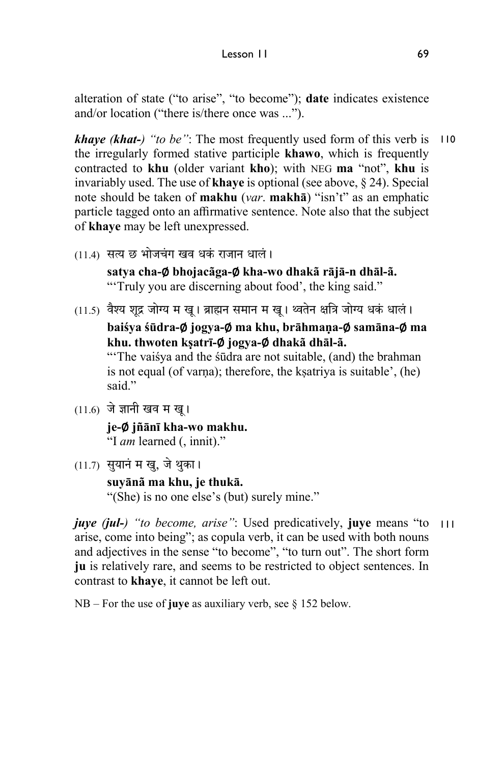alteration of state ("to arise", "to become"); **date** indicates existence and/or location ("there is/there once was ...").

***khaye (khat-)*** *"to be"*: The most frequently used form of this verb is the irregularly formed stative participle **khawo**, which is frequently contracted to **khu** (older variant **kho**); with NEG **ma** "not", **khu** is invariably used. The use of **khaye** is optional (see above, § 24). Special note should be taken of **makhu** (*var.* **makhā**) "isn't" as an emphatic particle tagged onto an affirmative sentence. Note also that the subject of **khaye** may be left unexpressed. 110

(11.4) सत्य छ भोजचंग खव धकं राजान धालं।

**satya cha-∅ bhojacãga-∅ kha-wo dhakã rājā-n dhāl-ã.**
"'Truly you are discerning about food', the king said."

(11.5) वैश्य शूद्र जोग्य म खू। ब्राह्मन समान म खू। थ्वतेन क्षत्रि जोग्य धकं धालं।

**baiśya śūdra-∅ jogya-∅ ma khu, brāhmaṇa-∅ samāna-∅ ma khu. thwoten kṣatrī-∅ jogya-∅ dhakã dhāl-ã.**
"'The vaiśya and the śūdra are not suitable, (and) the brahman is not equal (of varṇa); therefore, the kṣatriya is suitable', (he) said."

(11.6) जे ज्ञानी खव म खू।

**je-∅ jñānī kha-wo makhu.**
"I *am* learned (, innit)."

(11.7) सुयानं म खु, जे थुका।

**suyānã ma khu, je thukā.**
"(She) is no one else's (but) surely mine."

***juye (jul-)*** *"to become, arise"*: Used predicatively, **juye** means "to arise, come into being"; as copula verb, it can be used with both nouns and adjectives in the sense "to become", "to turn out". The short form **ju** is relatively rare, and seems to be restricted to object sentences. In contrast to **khaye**, it cannot be left out. 111

NB – For the use of **juye** as auxiliary verb, see § 152 below.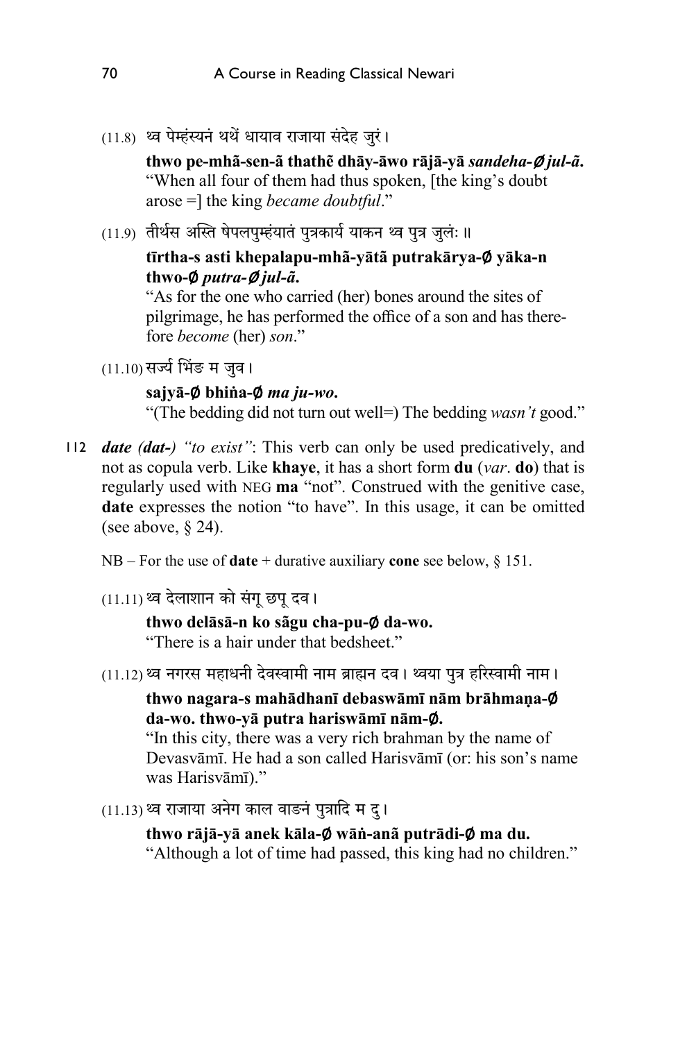(11.8) थ्व पेम्हंस्यनं थथें धायाव राजाया संदेह जुरं।

**thwo pe-mhã-sen-ã thathẽ dhāy-āwo rājā-yā *sandeha-Ø jul-ã*.**
"When all four of them had thus spoken, [the king's doubt arose =] the king *became doubtful*."

(11.9) तीर्थस अस्ति षेपलपुम्हंयातं पुत्रकार्य याकन थ्व पुत्र जुलः॥

**tīrtha-s asti khepalapu-mhã-yātã putrakārya-Ø yāka-n thwo-Ø *putra-Ø jul-ã*.**
"As for the one who carried (her) bones around the sites of pilgrimage, he has performed the office of a son and has therefore *become* (her) *son*."

(11.10) सर्ज्य भिंङ म जुव।

**sajyā-Ø bhiṅa-Ø *ma ju-wo*.**
"(The bedding did not turn out well=) The bedding *wasn't* good."

112 ***date (dat-)*** *"to exist"*: This verb can only be used predicatively, and not as copula verb. Like **khaye**, it has a short form **du** (*var*. **do**) that is regularly used with NEG **ma** "not". Construed with the genitive case, **date** expresses the notion "to have". In this usage, it can be omitted (see above, § 24).

NB – For the use of **date** + durative auxiliary **cone** see below, § 151.

(11.11) थ्व देलाशान को संगू छपू दव।

**thwo delāsā-n ko sãgu cha-pu-Ø da-wo.**
"There is a hair under that bedsheet."

(11.12) थ्व नगरस महाधनी देवस्वामी नाम ब्राह्मन दव। थ्वया पुत्र हरिस्वामी नाम।

**thwo nagara-s mahādhanī debaswāmī nām brāhmaṇa-Ø da-wo. thwo-yā putra hariswāmī nām-Ø.**
"In this city, there was a very rich brahman by the name of Devasvāmī. He had a son called Harisvāmī (or: his son's name was Harisvāmī)."

(11.13) थ्व राजाया अनेग काल वाङनं पुत्रादि म दु।

**thwo rājā-yā anek kāla-Ø wāṅ-anã putrādi-Ø ma du.**
"Although a lot of time had passed, this king had no children."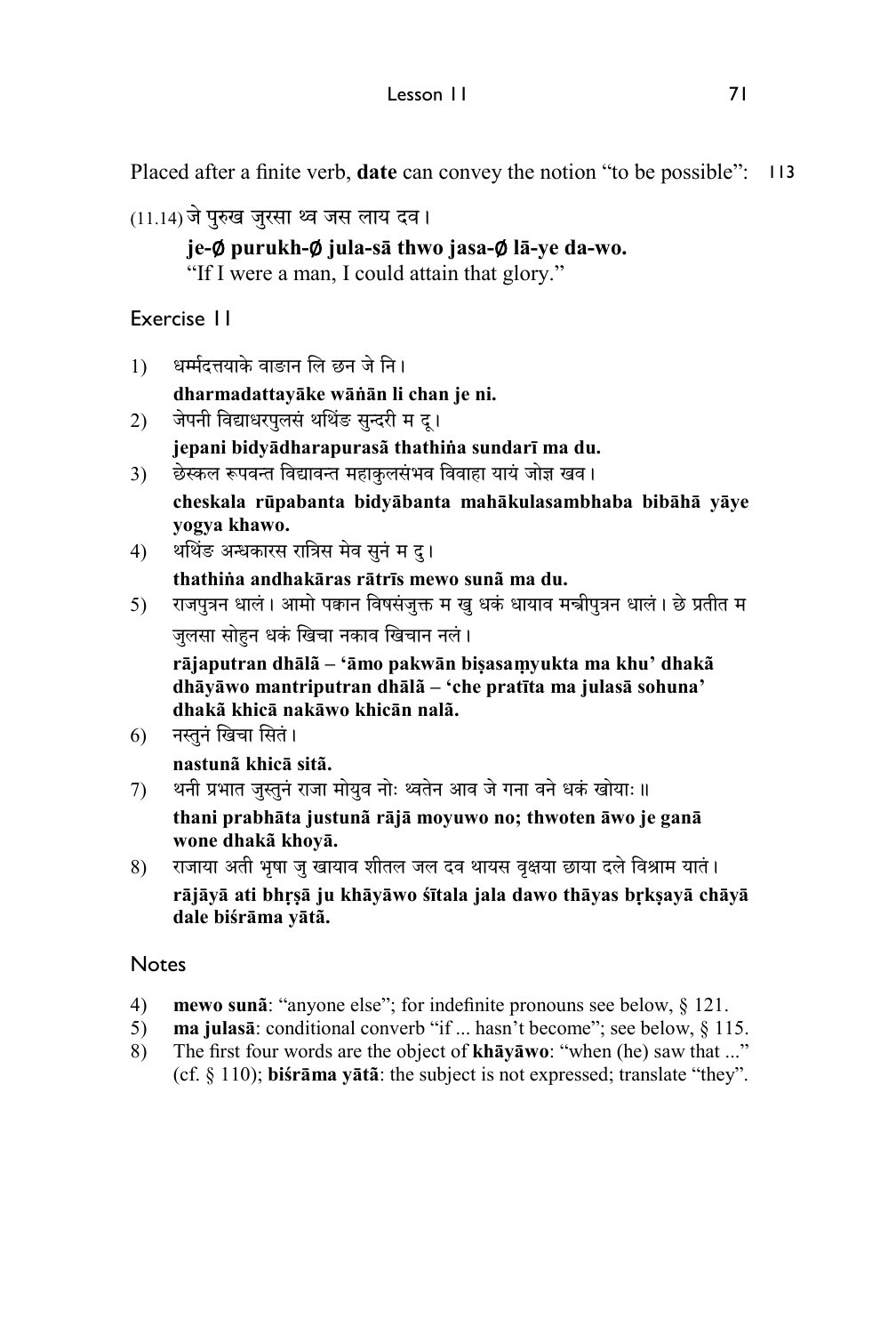Placed after a finite verb, **date** can convey the notion "to be possible": 113

(11.14) जे पुरुख जुरसा थ्व जस लाय दव।

**je-∅ purukh-∅ jula-sā thwo jasa-∅ lā-ye da-wo.**

"If I were a man, I could attain that glory."

## Exercise 11

1) धर्म्मदत्तयाके वाङान लि छन जे नि।
   **dharmadattayāke wāṅān li chan je ni.**
2) जेपनी विद्याधरपुलसं थथिंङ सुन्दरी म दू।
   **jepani bidyādharapurasā thathiṅa sundarī ma du.**
3) छेस्कल रूपवन्त विद्यावन्त महाकुलसंभव विवाहा यायं जोज्ञ खव।
   **cheskala rūpabanta bidyābanta mahākulasambhaba bibāhā yāye yogya khawo.**
4) थथिंङ अन्धकारस रात्रिस मेव सुनं म दु।
   **thathiṅa andhakāras rātrīs mewo sunā̃ ma du.**
5) राजपुत्रन धालं। आमो पक्वान विषसंजुक्त म खु धकं धायाव मन्त्रीपुत्रन धालं। छे प्रतीत म जुलसा सोहुन धकं खिचा नकाव खिचान नलं।
   **rājaputran dhālā̃ – 'āmo pakwān biṣasaṃyukta ma khu' dhakā̃ dhāyāwo mantriputran dhālā̃ – 'che pratīta ma julasā sohuna' dhakā̃ khicā nakāwo khicān nalā̃.**
6) नस्तुनं खिचा सितं।
   **nastunā̃ khicā sitā̃.**
7) थनी प्रभात जुस्तुनं राजा मोयुव नोः थ्वतेन आव जे गना वने धकं खोयाः॥
   **thani prabhāta justunā̃ rājā moyuwo no; thwoten āwo je ganā wone dhakā̃ khoyā.**
8) राजाया अती भृषा जु खायाव शीतल जल दव थायस वृक्षया छाया दले विश्राम यातं।
   **rājāyā ati bhṛṣā ju khāyāwo śītala jala dawo thāyas bṛkṣayā chāyā dale biśrāma yātā̃.**

## Notes

4) **mewo sunā̃**: "anyone else"; for indefinite pronouns see below, § 121.
5) **ma julasā**: conditional converb "if ... hasn't become"; see below, § 115.
8) The first four words are the object of **khāyāwo**: "when (he) saw that ..." (cf. § 110); **biśrāma yātā̃**: the subject is not expressed; translate "they".